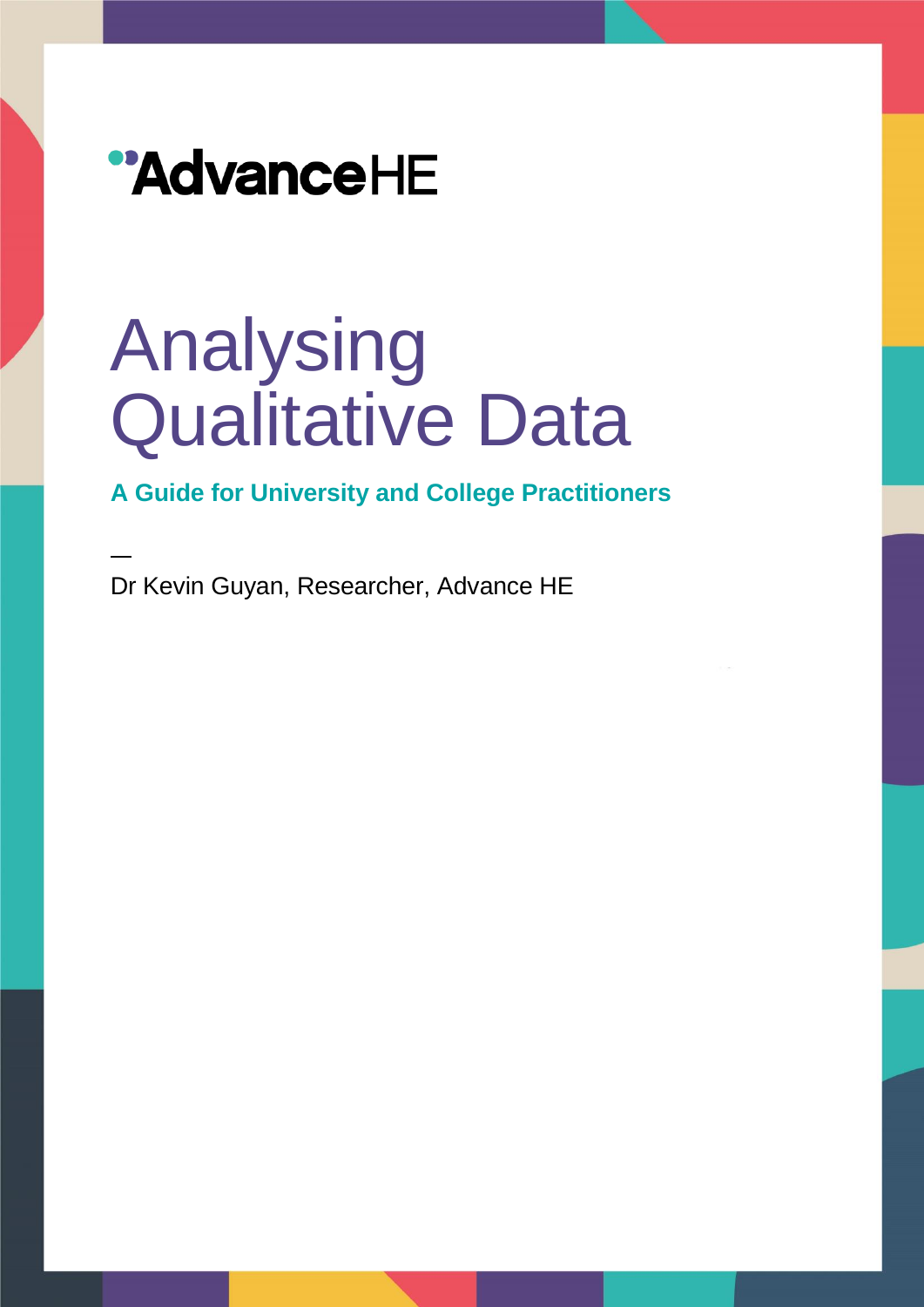AdvanceHE

# Analysing Qualitative Data

## A Guide for University and College Practitioners

—

Dr Kevin Guyan, Researcher, Advance HE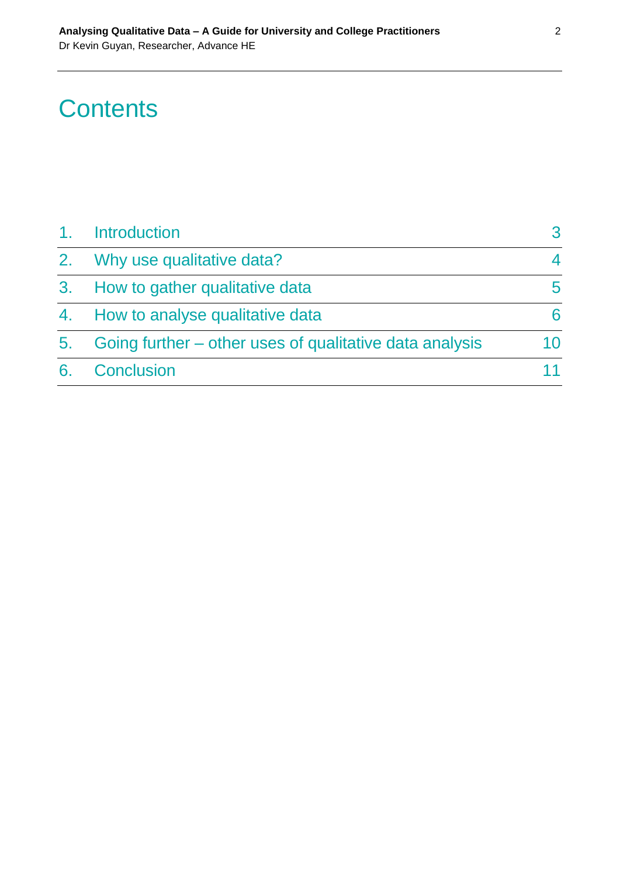# Contents

| | | |
|---|---|---|
| 1. | Introduction | 3 |
| 2. | Why use qualitative data? | 4 |
| 3. | How to gather qualitative data | 5 |
| 4. | How to analyse qualitative data | 6 |
| 5. | Going further – other uses of qualitative data analysis | 10 |
| 6. | Conclusion | 11 |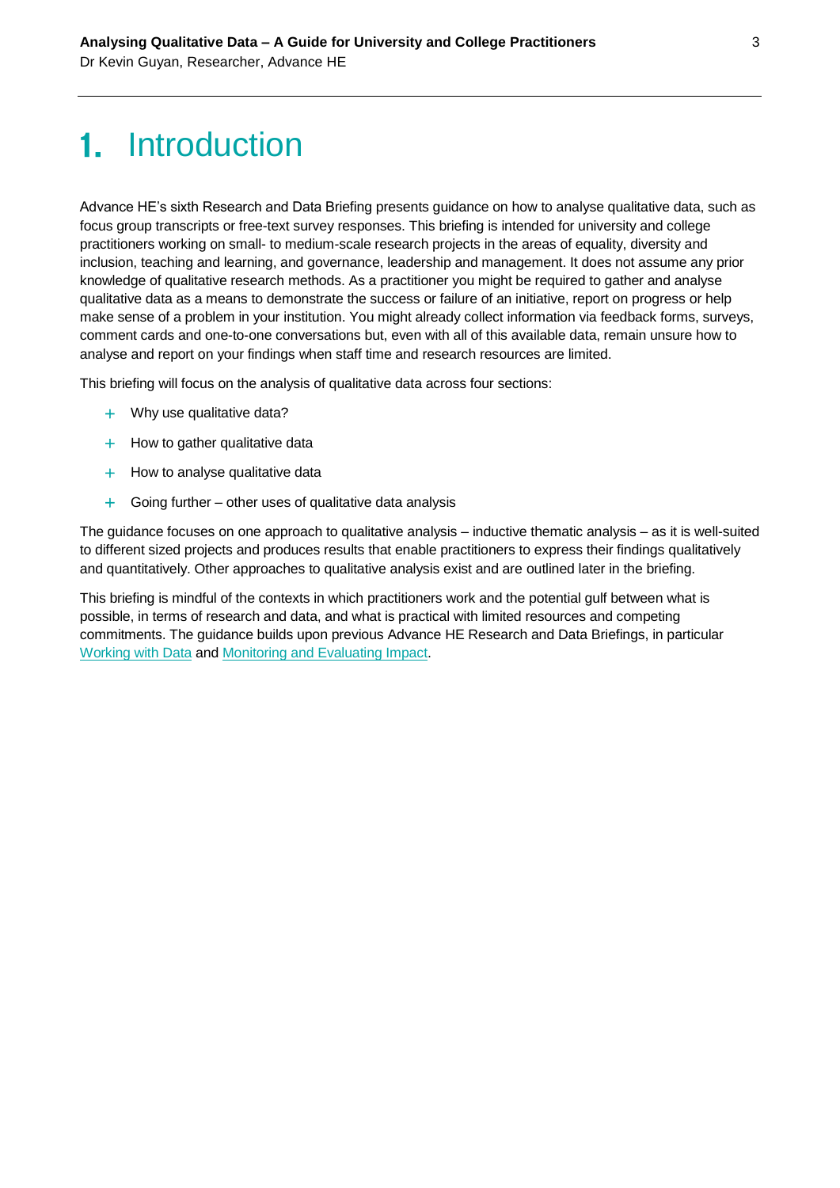# 1. Introduction

Advance HE's sixth Research and Data Briefing presents guidance on how to analyse qualitative data, such as focus group transcripts or free-text survey responses. This briefing is intended for university and college practitioners working on small- to medium-scale research projects in the areas of equality, diversity and inclusion, teaching and learning, and governance, leadership and management. It does not assume any prior knowledge of qualitative research methods. As a practitioner you might be required to gather and analyse qualitative data as a means to demonstrate the success or failure of an initiative, report on progress or help make sense of a problem in your institution. You might already collect information via feedback forms, surveys, comment cards and one-to-one conversations but, even with all of this available data, remain unsure how to analyse and report on your findings when staff time and research resources are limited.

This briefing will focus on the analysis of qualitative data across four sections:

- Why use qualitative data?
- How to gather qualitative data
- How to analyse qualitative data
- Going further – other uses of qualitative data analysis

The guidance focuses on one approach to qualitative analysis – inductive thematic analysis – as it is well-suited to different sized projects and produces results that enable practitioners to express their findings qualitatively and quantitatively. Other approaches to qualitative analysis exist and are outlined later in the briefing.

This briefing is mindful of the contexts in which practitioners work and the potential gulf between what is possible, in terms of research and data, and what is practical with limited resources and competing commitments. The guidance builds upon previous Advance HE Research and Data Briefings, in particular Working with Data and Monitoring and Evaluating Impact.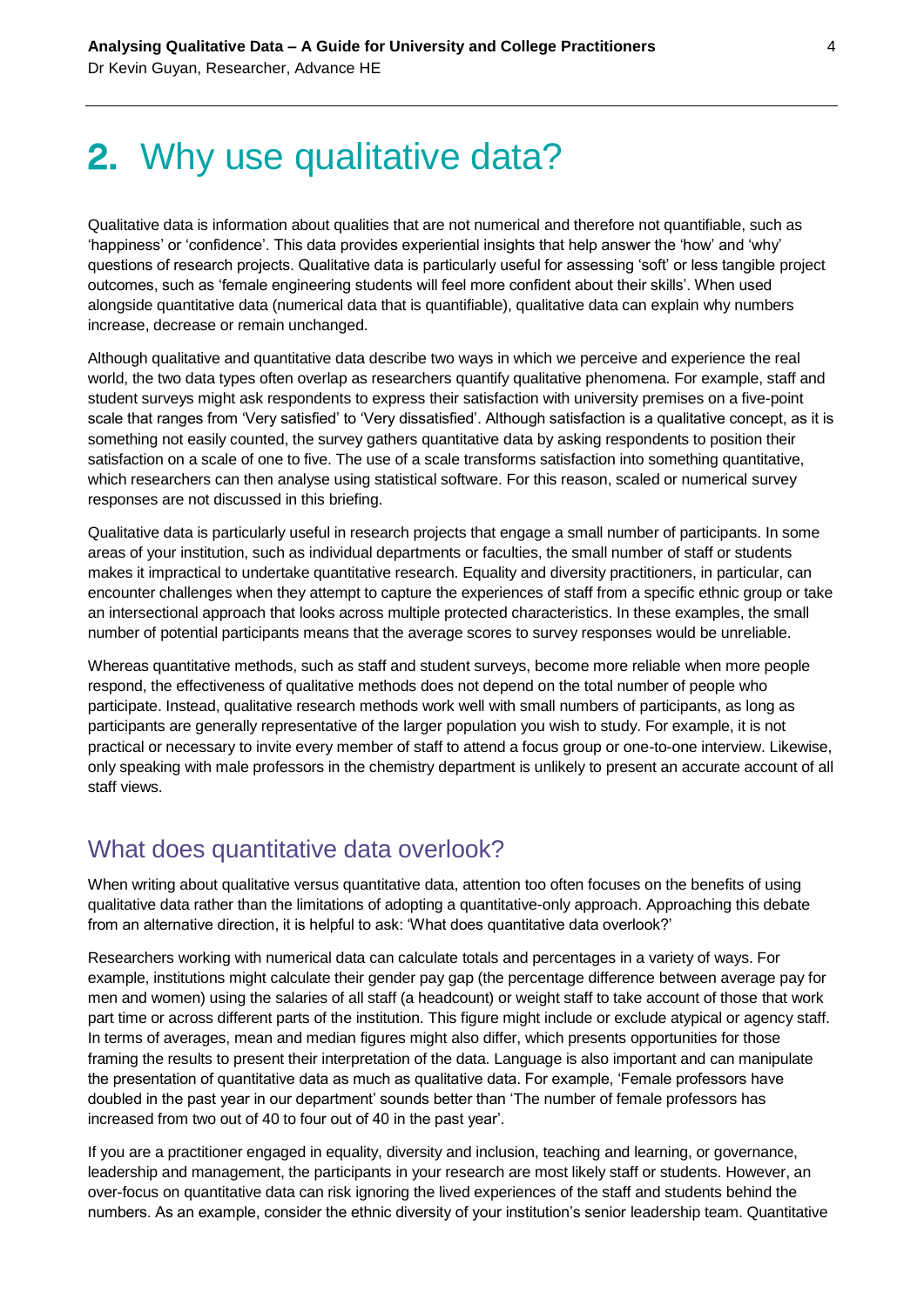# 2. Why use qualitative data?

Qualitative data is information about qualities that are not numerical and therefore not quantifiable, such as 'happiness' or 'confidence'. This data provides experiential insights that help answer the 'how' and 'why' questions of research projects. Qualitative data is particularly useful for assessing 'soft' or less tangible project outcomes, such as 'female engineering students will feel more confident about their skills'. When used alongside quantitative data (numerical data that is quantifiable), qualitative data can explain why numbers increase, decrease or remain unchanged.

Although qualitative and quantitative data describe two ways in which we perceive and experience the real world, the two data types often overlap as researchers quantify qualitative phenomena. For example, staff and student surveys might ask respondents to express their satisfaction with university premises on a five-point scale that ranges from 'Very satisfied' to 'Very dissatisfied'. Although satisfaction is a qualitative concept, as it is something not easily counted, the survey gathers quantitative data by asking respondents to position their satisfaction on a scale of one to five. The use of a scale transforms satisfaction into something quantitative, which researchers can then analyse using statistical software. For this reason, scaled or numerical survey responses are not discussed in this briefing.

Qualitative data is particularly useful in research projects that engage a small number of participants. In some areas of your institution, such as individual departments or faculties, the small number of staff or students makes it impractical to undertake quantitative research. Equality and diversity practitioners, in particular, can encounter challenges when they attempt to capture the experiences of staff from a specific ethnic group or take an intersectional approach that looks across multiple protected characteristics. In these examples, the small number of potential participants means that the average scores to survey responses would be unreliable.

Whereas quantitative methods, such as staff and student surveys, become more reliable when more people respond, the effectiveness of qualitative methods does not depend on the total number of people who participate. Instead, qualitative research methods work well with small numbers of participants, as long as participants are generally representative of the larger population you wish to study. For example, it is not practical or necessary to invite every member of staff to attend a focus group or one-to-one interview. Likewise, only speaking with male professors in the chemistry department is unlikely to present an accurate account of all staff views.

## What does quantitative data overlook?

When writing about qualitative versus quantitative data, attention too often focuses on the benefits of using qualitative data rather than the limitations of adopting a quantitative-only approach. Approaching this debate from an alternative direction, it is helpful to ask: 'What does quantitative data overlook?'

Researchers working with numerical data can calculate totals and percentages in a variety of ways. For example, institutions might calculate their gender pay gap (the percentage difference between average pay for men and women) using the salaries of all staff (a headcount) or weight staff to take account of those that work part time or across different parts of the institution. This figure might include or exclude atypical or agency staff. In terms of averages, mean and median figures might also differ, which presents opportunities for those framing the results to present their interpretation of the data. Language is also important and can manipulate the presentation of quantitative data as much as qualitative data. For example, 'Female professors have doubled in the past year in our department' sounds better than 'The number of female professors has increased from two out of 40 to four out of 40 in the past year'.

If you are a practitioner engaged in equality, diversity and inclusion, teaching and learning, or governance, leadership and management, the participants in your research are most likely staff or students. However, an over-focus on quantitative data can risk ignoring the lived experiences of the staff and students behind the numbers. As an example, consider the ethnic diversity of your institution's senior leadership team. Quantitative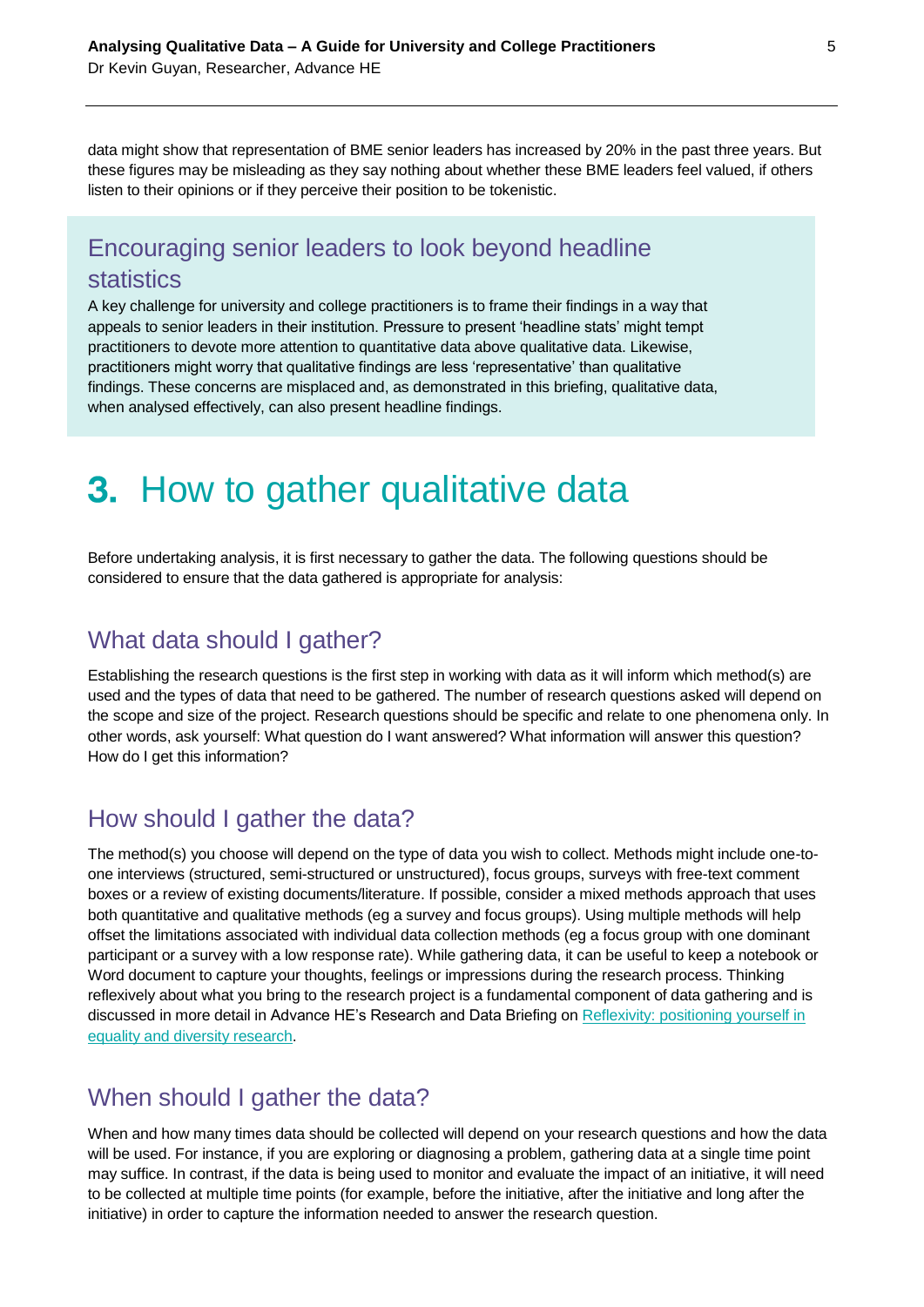data might show that representation of BME senior leaders has increased by 20% in the past three years. But these figures may be misleading as they say nothing about whether these BME leaders feel valued, if others listen to their opinions or if they perceive their position to be tokenistic.

### Encouraging senior leaders to look beyond headline statistics

A key challenge for university and college practitioners is to frame their findings in a way that appeals to senior leaders in their institution. Pressure to present 'headline stats' might tempt practitioners to devote more attention to quantitative data above qualitative data. Likewise, practitioners might worry that qualitative findings are less 'representative' than qualitative findings. These concerns are misplaced and, as demonstrated in this briefing, qualitative data, when analysed effectively, can also present headline findings.

# **3.** How to gather qualitative data

Before undertaking analysis, it is first necessary to gather the data. The following questions should be considered to ensure that the data gathered is appropriate for analysis:

## What data should I gather?

Establishing the research questions is the first step in working with data as it will inform which method(s) are used and the types of data that need to be gathered. The number of research questions asked will depend on the scope and size of the project. Research questions should be specific and relate to one phenomena only. In other words, ask yourself: What question do I want answered? What information will answer this question? How do I get this information?

## How should I gather the data?

The method(s) you choose will depend on the type of data you wish to collect. Methods might include one-to-one interviews (structured, semi-structured or unstructured), focus groups, surveys with free-text comment boxes or a review of existing documents/literature. If possible, consider a mixed methods approach that uses both quantitative and qualitative methods (eg a survey and focus groups). Using multiple methods will help offset the limitations associated with individual data collection methods (eg a focus group with one dominant participant or a survey with a low response rate). While gathering data, it can be useful to keep a notebook or Word document to capture your thoughts, feelings or impressions during the research process. Thinking reflexively about what you bring to the research project is a fundamental component of data gathering and is discussed in more detail in Advance HE's Research and Data Briefing on Reflexivity: positioning yourself in equality and diversity research.

## When should I gather the data?

When and how many times data should be collected will depend on your research questions and how the data will be used. For instance, if you are exploring or diagnosing a problem, gathering data at a single time point may suffice. In contrast, if the data is being used to monitor and evaluate the impact of an initiative, it will need to be collected at multiple time points (for example, before the initiative, after the initiative and long after the initiative) in order to capture the information needed to answer the research question.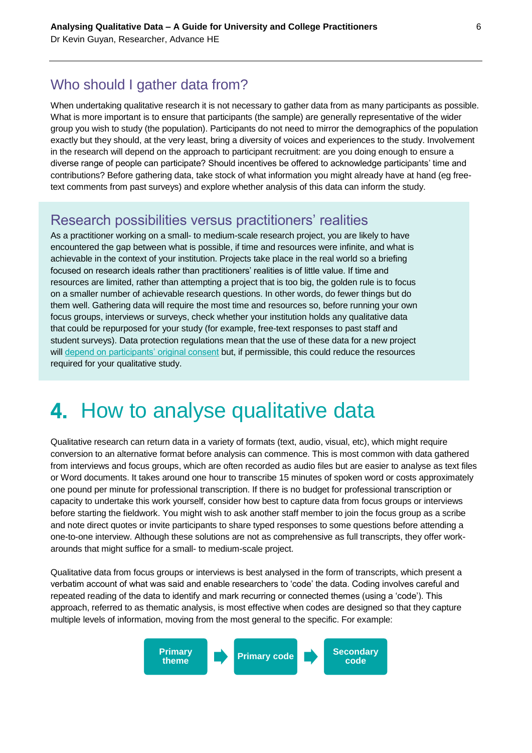## Who should I gather data from?

When undertaking qualitative research it is not necessary to gather data from as many participants as possible. What is more important is to ensure that participants (the sample) are generally representative of the wider group you wish to study (the population). Participants do not need to mirror the demographics of the population exactly but they should, at the very least, bring a diversity of voices and experiences to the study. Involvement in the research will depend on the approach to participant recruitment: are you doing enough to ensure a diverse range of people can participate? Should incentives be offered to acknowledge participants' time and contributions? Before gathering data, take stock of what information you might already have at hand (eg free-text comments from past surveys) and explore whether analysis of this data can inform the study.

### Research possibilities versus practitioners' realities

As a practitioner working on a small- to medium-scale research project, you are likely to have encountered the gap between what is possible, if time and resources were infinite, and what is achievable in the context of your institution. Projects take place in the real world so a briefing focused on research ideals rather than practitioners' realities is of little value. If time and resources are limited, rather than attempting a project that is too big, the golden rule is to focus on a smaller number of achievable research questions. In other words, do fewer things but do them well. Gathering data will require the most time and resources so, before running your own focus groups, interviews or surveys, check whether your institution holds any qualitative data that could be repurposed for your study (for example, free-text responses to past staff and student surveys). Data protection regulations mean that the use of these data for a new project will depend on participants' original consent but, if permissible, this could reduce the resources required for your qualitative study.

# 4. How to analyse qualitative data

Qualitative research can return data in a variety of formats (text, audio, visual, etc), which might require conversion to an alternative format before analysis can commence. This is most common with data gathered from interviews and focus groups, which are often recorded as audio files but are easier to analyse as text files or Word documents. It takes around one hour to transcribe 15 minutes of spoken word or costs approximately one pound per minute for professional transcription. If there is no budget for professional transcription or capacity to undertake this work yourself, consider how best to capture data from focus groups or interviews before starting the fieldwork. You might wish to ask another staff member to join the focus group as a scribe and note direct quotes or invite participants to share typed responses to some questions before attending a one-to-one interview. Although these solutions are not as comprehensive as full transcripts, they offer work-arounds that might suffice for a small- to medium-scale project.

Qualitative data from focus groups or interviews is best analysed in the form of transcripts, which present a verbatim account of what was said and enable researchers to 'code' the data. Coding involves careful and repeated reading of the data to identify and mark recurring or connected themes (using a 'code'). This approach, referred to as thematic analysis, is most effective when codes are designed so that they capture multiple levels of information, moving from the most general to the specific. For example:

Primary theme → Primary code → Secondary code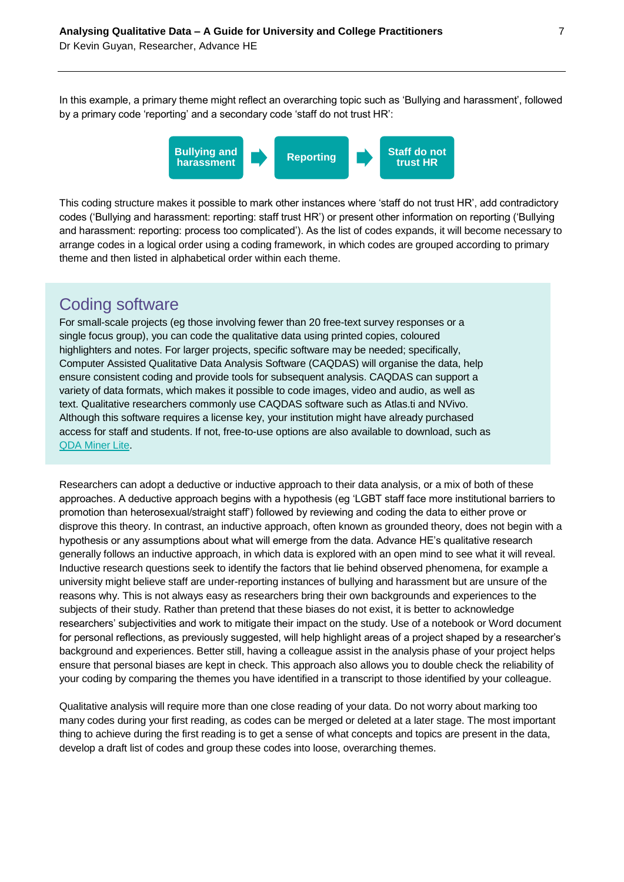In this example, a primary theme might reflect an overarching topic such as 'Bullying and harassment', followed by a primary code 'reporting' and a secondary code 'staff do not trust HR':

**Bullying and harassment** ➡ **Reporting** ➡ **Staff do not trust HR**

This coding structure makes it possible to mark other instances where 'staff do not trust HR', add contradictory codes ('Bullying and harassment: reporting: staff trust HR') or present other information on reporting ('Bullying and harassment: reporting: process too complicated'). As the list of codes expands, it will become necessary to arrange codes in a logical order using a coding framework, in which codes are grouped according to primary theme and then listed in alphabetical order within each theme.

## Coding software

For small-scale projects (eg those involving fewer than 20 free-text survey responses or a single focus group), you can code the qualitative data using printed copies, coloured highlighters and notes. For larger projects, specific software may be needed; specifically, Computer Assisted Qualitative Data Analysis Software (CAQDAS) will organise the data, help ensure consistent coding and provide tools for subsequent analysis. CAQDAS can support a variety of data formats, which makes it possible to code images, video and audio, as well as text. Qualitative researchers commonly use CAQDAS software such as Atlas.ti and NVivo. Although this software requires a license key, your institution might have already purchased access for staff and students. If not, free-to-use options are also available to download, such as QDA Miner Lite.

Researchers can adopt a deductive or inductive approach to their data analysis, or a mix of both of these approaches. A deductive approach begins with a hypothesis (eg 'LGBT staff face more institutional barriers to promotion than heterosexual/straight staff') followed by reviewing and coding the data to either prove or disprove this theory. In contrast, an inductive approach, often known as grounded theory, does not begin with a hypothesis or any assumptions about what will emerge from the data. Advance HE's qualitative research generally follows an inductive approach, in which data is explored with an open mind to see what it will reveal. Inductive research questions seek to identify the factors that lie behind observed phenomena, for example a university might believe staff are under-reporting instances of bullying and harassment but are unsure of the reasons why. This is not always easy as researchers bring their own backgrounds and experiences to the subjects of their study. Rather than pretend that these biases do not exist, it is better to acknowledge researchers' subjectivities and work to mitigate their impact on the study. Use of a notebook or Word document for personal reflections, as previously suggested, will help highlight areas of a project shaped by a researcher's background and experiences. Better still, having a colleague assist in the analysis phase of your project helps ensure that personal biases are kept in check. This approach also allows you to double check the reliability of your coding by comparing the themes you have identified in a transcript to those identified by your colleague.

Qualitative analysis will require more than one close reading of your data. Do not worry about marking too many codes during your first reading, as codes can be merged or deleted at a later stage. The most important thing to achieve during the first reading is to get a sense of what concepts and topics are present in the data, develop a draft list of codes and group these codes into loose, overarching themes.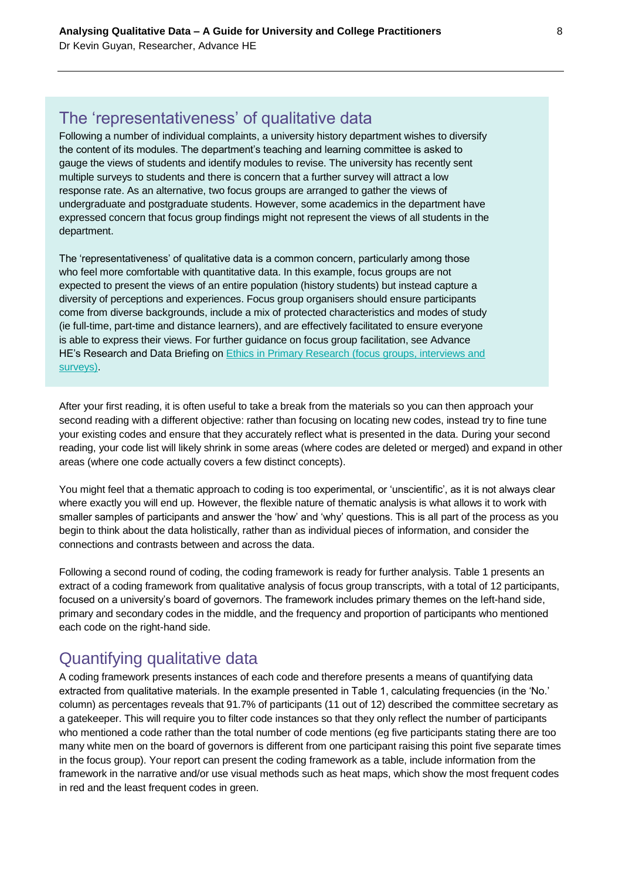## The 'representativeness' of qualitative data

Following a number of individual complaints, a university history department wishes to diversify the content of its modules. The department's teaching and learning committee is asked to gauge the views of students and identify modules to revise. The university has recently sent multiple surveys to students and there is concern that a further survey will attract a low response rate. As an alternative, two focus groups are arranged to gather the views of undergraduate and postgraduate students. However, some academics in the department have expressed concern that focus group findings might not represent the views of all students in the department.

The 'representativeness' of qualitative data is a common concern, particularly among those who feel more comfortable with quantitative data. In this example, focus groups are not expected to present the views of an entire population (history students) but instead capture a diversity of perceptions and experiences. Focus group organisers should ensure participants come from diverse backgrounds, include a mix of protected characteristics and modes of study (ie full-time, part-time and distance learners), and are effectively facilitated to ensure everyone is able to express their views. For further guidance on focus group facilitation, see Advance HE's Research and Data Briefing on [Ethics in Primary Research (focus groups, interviews and surveys)](#).

After your first reading, it is often useful to take a break from the materials so you can then approach your second reading with a different objective: rather than focusing on locating new codes, instead try to fine tune your existing codes and ensure that they accurately reflect what is presented in the data. During your second reading, your code list will likely shrink in some areas (where codes are deleted or merged) and expand in other areas (where one code actually covers a few distinct concepts).

You might feel that a thematic approach to coding is too experimental, or 'unscientific', as it is not always clear where exactly you will end up. However, the flexible nature of thematic analysis is what allows it to work with smaller samples of participants and answer the 'how' and 'why' questions. This is all part of the process as you begin to think about the data holistically, rather than as individual pieces of information, and consider the connections and contrasts between and across the data.

Following a second round of coding, the coding framework is ready for further analysis. Table 1 presents an extract of a coding framework from qualitative analysis of focus group transcripts, with a total of 12 participants, focused on a university's board of governors. The framework includes primary themes on the left-hand side, primary and secondary codes in the middle, and the frequency and proportion of participants who mentioned each code on the right-hand side.

## Quantifying qualitative data

A coding framework presents instances of each code and therefore presents a means of quantifying data extracted from qualitative materials. In the example presented in Table 1, calculating frequencies (in the 'No.' column) as percentages reveals that 91.7% of participants (11 out of 12) described the committee secretary as a gatekeeper. This will require you to filter code instances so that they only reflect the number of participants who mentioned a code rather than the total number of code mentions (eg five participants stating there are too many white men on the board of governors is different from one participant raising this point five separate times in the focus group). Your report can present the coding framework as a table, include information from the framework in the narrative and/or use visual methods such as heat maps, which show the most frequent codes in red and the least frequent codes in green.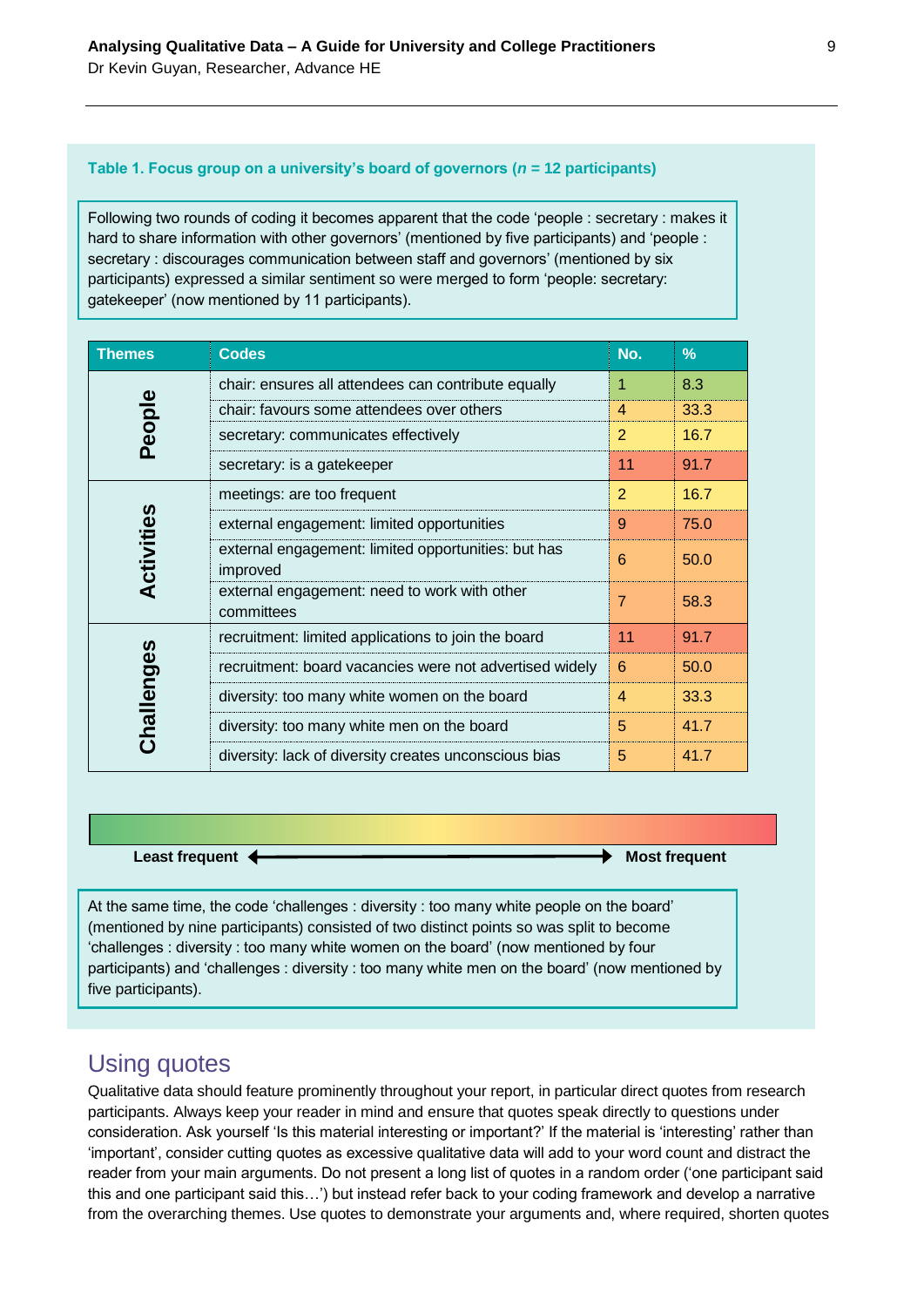**Table 1. Focus group on a university's board of governors (*n* = 12 participants)**

Following two rounds of coding it becomes apparent that the code 'people : secretary : makes it hard to share information with other governors' (mentioned by five participants) and 'people : secretary : discourages communication between staff and governors' (mentioned by six participants) expressed a similar sentiment so were merged to form 'people: secretary: gatekeeper' (now mentioned by 11 participants).

| Themes | Codes | No. | % |
|---|---|---|---|
| People | chair: ensures all attendees can contribute equally | 1 | 8.3 |
| | chair: favours some attendees over others | 4 | 33.3 |
| | secretary: communicates effectively | 2 | 16.7 |
| | secretary: is a gatekeeper | 11 | 91.7 |
| Activities | meetings: are too frequent | 2 | 16.7 |
| | external engagement: limited opportunities | 9 | 75.0 |
| | external engagement: limited opportunities: but has improved | 6 | 50.0 |
| | external engagement: need to work with other committees | 7 | 58.3 |
| Challenges | recruitment: limited applications to join the board | 11 | 91.7 |
| | recruitment: board vacancies were not advertised widely | 6 | 50.0 |
| | diversity: too many white women on the board | 4 | 33.3 |
| | diversity: too many white men on the board | 5 | 41.7 |
| | diversity: lack of diversity creates unconscious bias | 5 | 41.7 |

**Least frequent** ⟵⟶ **Most frequent**

At the same time, the code 'challenges : diversity : too many white people on the board' (mentioned by nine participants) consisted of two distinct points so was split to become 'challenges : diversity : too many white women on the board' (now mentioned by four participants) and 'challenges : diversity : too many white men on the board' (now mentioned by five participants).

## Using quotes

Qualitative data should feature prominently throughout your report, in particular direct quotes from research participants. Always keep your reader in mind and ensure that quotes speak directly to questions under consideration. Ask yourself 'Is this material interesting or important?' If the material is 'interesting' rather than 'important', consider cutting quotes as excessive qualitative data will add to your word count and distract the reader from your main arguments. Do not present a long list of quotes in a random order ('one participant said this and one participant said this…') but instead refer back to your coding framework and develop a narrative from the overarching themes. Use quotes to demonstrate your arguments and, where required, shorten quotes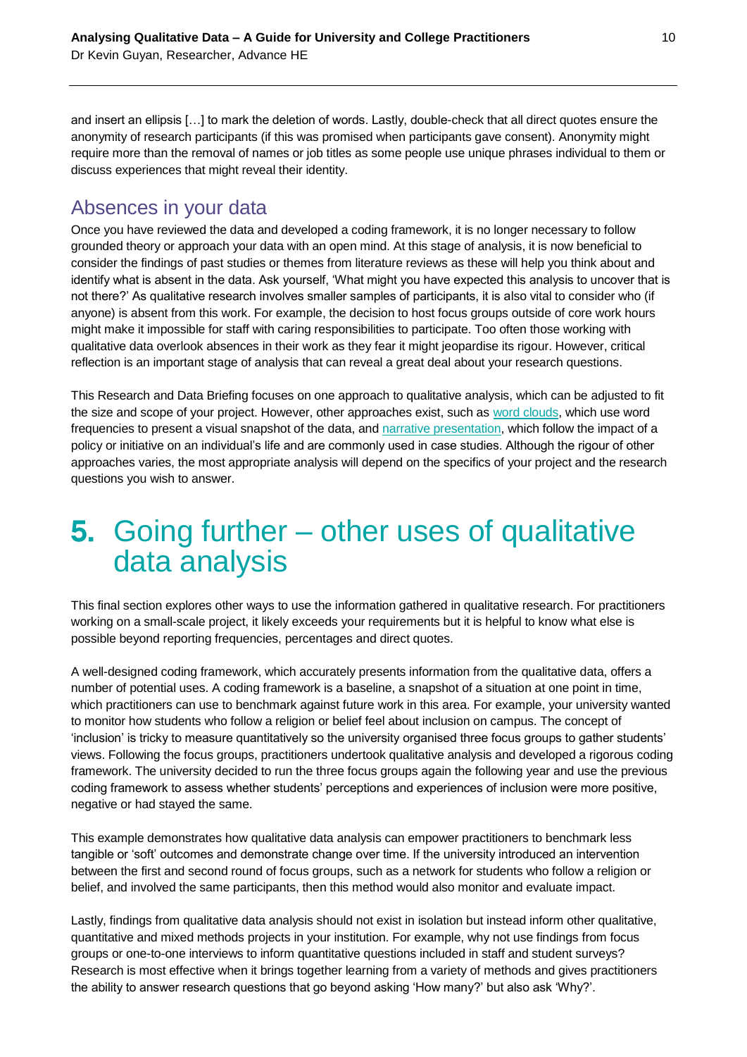and insert an ellipsis […] to mark the deletion of words. Lastly, double-check that all direct quotes ensure the anonymity of research participants (if this was promised when participants gave consent). Anonymity might require more than the removal of names or job titles as some people use unique phrases individual to them or discuss experiences that might reveal their identity.

## Absences in your data

Once you have reviewed the data and developed a coding framework, it is no longer necessary to follow grounded theory or approach your data with an open mind. At this stage of analysis, it is now beneficial to consider the findings of past studies or themes from literature reviews as these will help you think about and identify what is absent in the data. Ask yourself, 'What might you have expected this analysis to uncover that is not there?' As qualitative research involves smaller samples of participants, it is also vital to consider who (if anyone) is absent from this work. For example, the decision to host focus groups outside of core work hours might make it impossible for staff with caring responsibilities to participate. Too often those working with qualitative data overlook absences in their work as they fear it might jeopardise its rigour. However, critical reflection is an important stage of analysis that can reveal a great deal about your research questions.

This Research and Data Briefing focuses on one approach to qualitative analysis, which can be adjusted to fit the size and scope of your project. However, other approaches exist, such as word clouds, which use word frequencies to present a visual snapshot of the data, and narrative presentation, which follow the impact of a policy or initiative on an individual's life and are commonly used in case studies. Although the rigour of other approaches varies, the most appropriate analysis will depend on the specifics of your project and the research questions you wish to answer.

# 5. Going further – other uses of qualitative data analysis

This final section explores other ways to use the information gathered in qualitative research. For practitioners working on a small-scale project, it likely exceeds your requirements but it is helpful to know what else is possible beyond reporting frequencies, percentages and direct quotes.

A well-designed coding framework, which accurately presents information from the qualitative data, offers a number of potential uses. A coding framework is a baseline, a snapshot of a situation at one point in time, which practitioners can use to benchmark against future work in this area. For example, your university wanted to monitor how students who follow a religion or belief feel about inclusion on campus. The concept of 'inclusion' is tricky to measure quantitatively so the university organised three focus groups to gather students' views. Following the focus groups, practitioners undertook qualitative analysis and developed a rigorous coding framework. The university decided to run the three focus groups again the following year and use the previous coding framework to assess whether students' perceptions and experiences of inclusion were more positive, negative or had stayed the same.

This example demonstrates how qualitative data analysis can empower practitioners to benchmark less tangible or 'soft' outcomes and demonstrate change over time. If the university introduced an intervention between the first and second round of focus groups, such as a network for students who follow a religion or belief, and involved the same participants, then this method would also monitor and evaluate impact.

Lastly, findings from qualitative data analysis should not exist in isolation but instead inform other qualitative, quantitative and mixed methods projects in your institution. For example, why not use findings from focus groups or one-to-one interviews to inform quantitative questions included in staff and student surveys? Research is most effective when it brings together learning from a variety of methods and gives practitioners the ability to answer research questions that go beyond asking 'How many?' but also ask 'Why?'.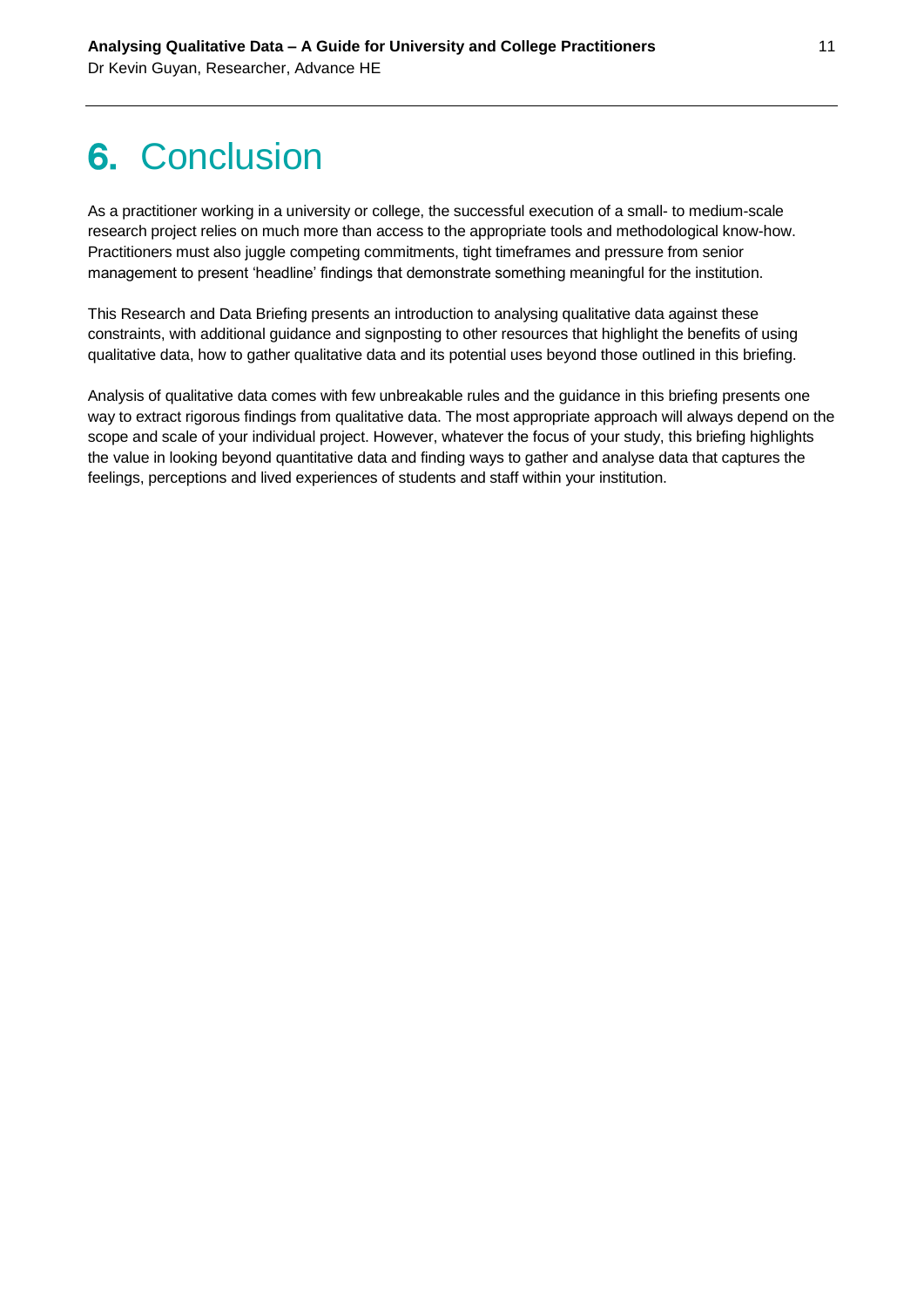# 6. Conclusion

As a practitioner working in a university or college, the successful execution of a small- to medium-scale research project relies on much more than access to the appropriate tools and methodological know-how. Practitioners must also juggle competing commitments, tight timeframes and pressure from senior management to present 'headline' findings that demonstrate something meaningful for the institution.

This Research and Data Briefing presents an introduction to analysing qualitative data against these constraints, with additional guidance and signposting to other resources that highlight the benefits of using qualitative data, how to gather qualitative data and its potential uses beyond those outlined in this briefing.

Analysis of qualitative data comes with few unbreakable rules and the guidance in this briefing presents one way to extract rigorous findings from qualitative data. The most appropriate approach will always depend on the scope and scale of your individual project. However, whatever the focus of your study, this briefing highlights the value in looking beyond quantitative data and finding ways to gather and analyse data that captures the feelings, perceptions and lived experiences of students and staff within your institution.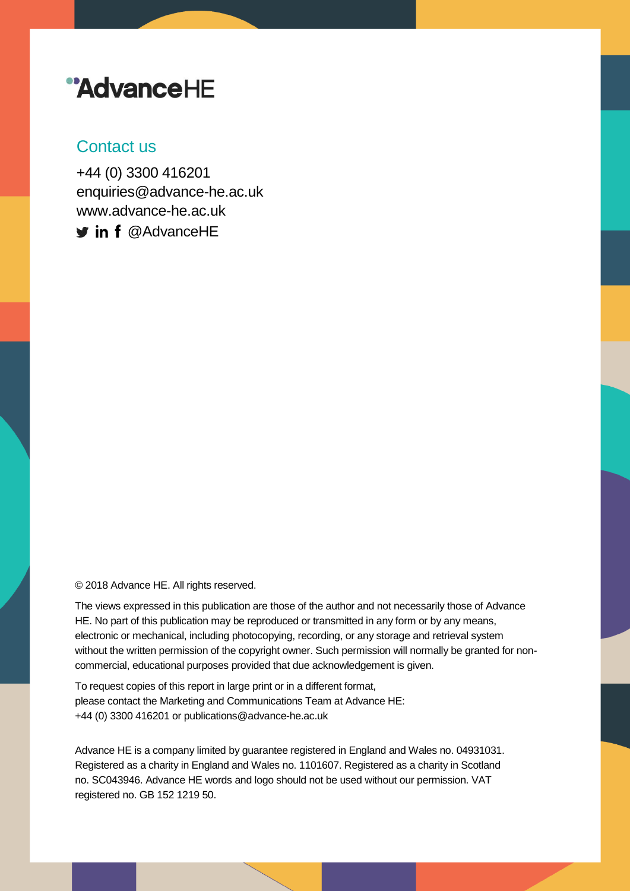**AdvanceHE**

## Contact us

+44 (0) 3300 416201
enquiries@advance-he.ac.uk
www.advance-he.ac.uk
@AdvanceHE

© 2018 Advance HE. All rights reserved.

The views expressed in this publication are those of the author and not necessarily those of Advance HE. No part of this publication may be reproduced or transmitted in any form or by any means, electronic or mechanical, including photocopying, recording, or any storage and retrieval system without the written permission of the copyright owner. Such permission will normally be granted for non-commercial, educational purposes provided that due acknowledgement is given.

To request copies of this report in large print or in a different format, please contact the Marketing and Communications Team at Advance HE: +44 (0) 3300 416201 or publications@advance-he.ac.uk

Advance HE is a company limited by guarantee registered in England and Wales no. 04931031. Registered as a charity in England and Wales no. 1101607. Registered as a charity in Scotland no. SC043946. Advance HE words and logo should not be used without our permission. VAT registered no. GB 152 1219 50.